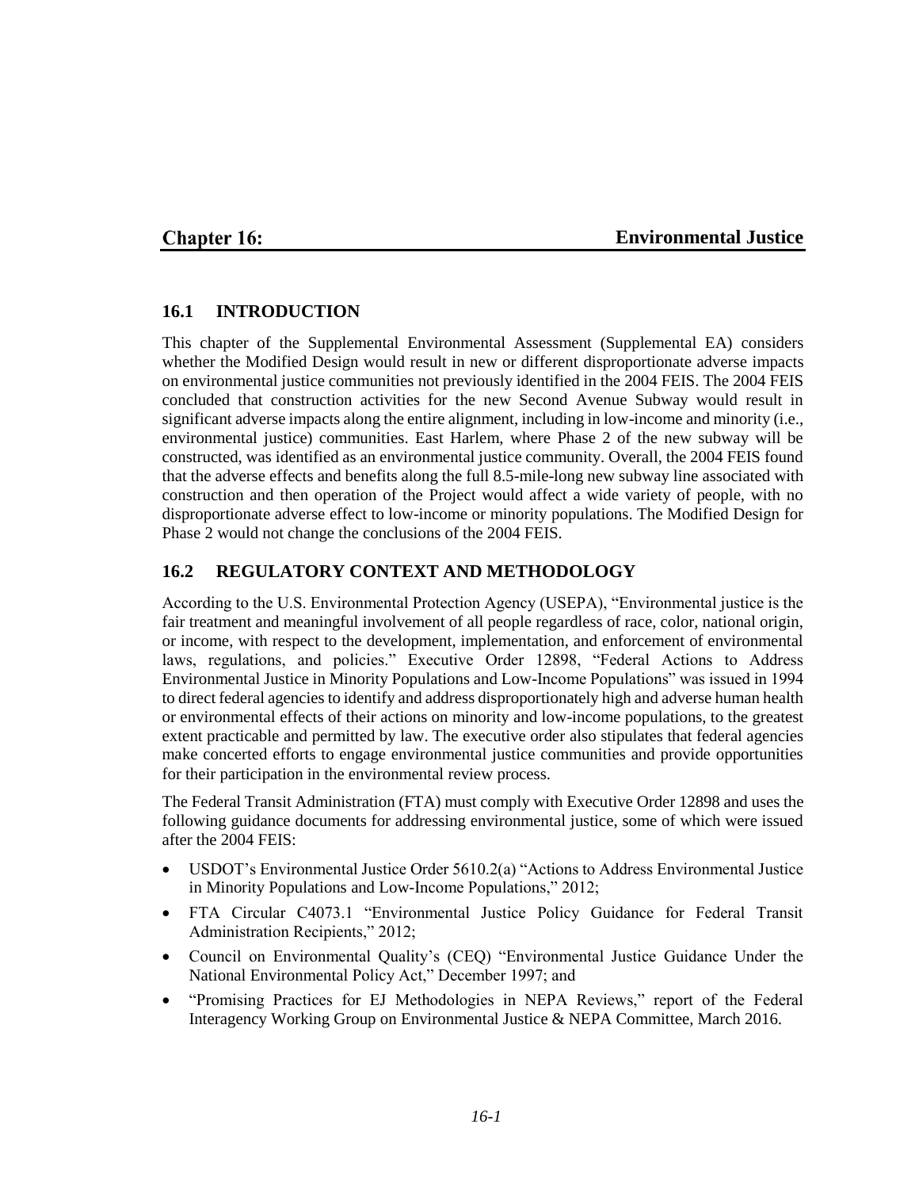# Chapter 16: Environmental Justice

## 16.1 INTRODUCTION

This chapter of the Supplemental Environmental Assessment (Supplemental EA) considers whether the Modified Design would result in new or different disproportionate adverse impacts on environmental justice communities not previously identified in the 2004 FEIS. The 2004 FEIS concluded that construction activities for the new Second Avenue Subway would result in significant adverse impacts along the entire alignment, including in low-income and minority (i.e., environmental justice) communities. East Harlem, where Phase 2 of the new subway will be constructed, was identified as an environmental justice community. Overall, the 2004 FEIS found that the adverse effects and benefits along the full 8.5-mile-long new subway line associated with construction and then operation of the Project would affect a wide variety of people, with no disproportionate adverse effect to low-income or minority populations. The Modified Design for Phase 2 would not change the conclusions of the 2004 FEIS.

## 16.2 REGULATORY CONTEXT AND METHODOLOGY

According to the U.S. Environmental Protection Agency (USEPA), "Environmental justice is the fair treatment and meaningful involvement of all people regardless of race, color, national origin, or income, with respect to the development, implementation, and enforcement of environmental laws, regulations, and policies." Executive Order 12898, "Federal Actions to Address Environmental Justice in Minority Populations and Low-Income Populations" was issued in 1994 to direct federal agencies to identify and address disproportionately high and adverse human health or environmental effects of their actions on minority and low-income populations, to the greatest extent practicable and permitted by law. The executive order also stipulates that federal agencies make concerted efforts to engage environmental justice communities and provide opportunities for their participation in the environmental review process.

The Federal Transit Administration (FTA) must comply with Executive Order 12898 and uses the following guidance documents for addressing environmental justice, some of which were issued after the 2004 FEIS:

- USDOT's Environmental Justice Order 5610.2(a) "Actions to Address Environmental Justice in Minority Populations and Low-Income Populations," 2012;
- FTA Circular C4073.1 "Environmental Justice Policy Guidance for Federal Transit Administration Recipients," 2012;
- Council on Environmental Quality's (CEQ) "Environmental Justice Guidance Under the National Environmental Policy Act," December 1997; and
- "Promising Practices for EJ Methodologies in NEPA Reviews," report of the Federal Interagency Working Group on Environmental Justice & NEPA Committee, March 2016.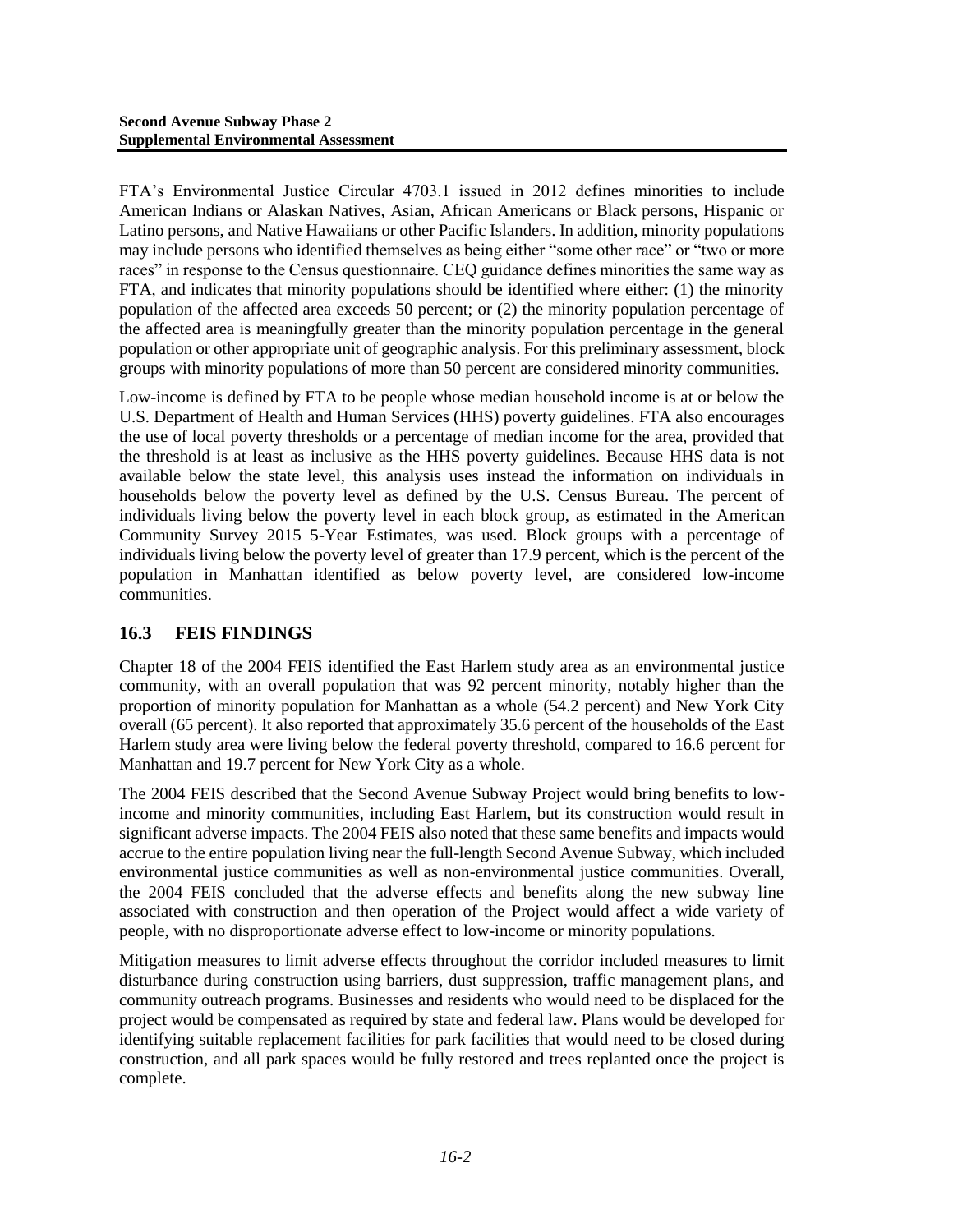FTA's Environmental Justice Circular 4703.1 issued in 2012 defines minorities to include American Indians or Alaskan Natives, Asian, African Americans or Black persons, Hispanic or Latino persons, and Native Hawaiians or other Pacific Islanders. In addition, minority populations may include persons who identified themselves as being either "some other race" or "two or more races" in response to the Census questionnaire. CEQ guidance defines minorities the same way as FTA, and indicates that minority populations should be identified where either: (1) the minority population of the affected area exceeds 50 percent; or (2) the minority population percentage of the affected area is meaningfully greater than the minority population percentage in the general population or other appropriate unit of geographic analysis. For this preliminary assessment, block groups with minority populations of more than 50 percent are considered minority communities.

Low-income is defined by FTA to be people whose median household income is at or below the U.S. Department of Health and Human Services (HHS) poverty guidelines. FTA also encourages the use of local poverty thresholds or a percentage of median income for the area, provided that the threshold is at least as inclusive as the HHS poverty guidelines. Because HHS data is not available below the state level, this analysis uses instead the information on individuals in households below the poverty level as defined by the U.S. Census Bureau. The percent of individuals living below the poverty level in each block group, as estimated in the American Community Survey 2015 5-Year Estimates, was used. Block groups with a percentage of individuals living below the poverty level of greater than 17.9 percent, which is the percent of the population in Manhattan identified as below poverty level, are considered low-income communities.

## 16.3 FEIS FINDINGS

Chapter 18 of the 2004 FEIS identified the East Harlem study area as an environmental justice community, with an overall population that was 92 percent minority, notably higher than the proportion of minority population for Manhattan as a whole (54.2 percent) and New York City overall (65 percent). It also reported that approximately 35.6 percent of the households of the East Harlem study area were living below the federal poverty threshold, compared to 16.6 percent for Manhattan and 19.7 percent for New York City as a whole.

The 2004 FEIS described that the Second Avenue Subway Project would bring benefits to low-income and minority communities, including East Harlem, but its construction would result in significant adverse impacts. The 2004 FEIS also noted that these same benefits and impacts would accrue to the entire population living near the full-length Second Avenue Subway, which included environmental justice communities as well as non-environmental justice communities. Overall, the 2004 FEIS concluded that the adverse effects and benefits along the new subway line associated with construction and then operation of the Project would affect a wide variety of people, with no disproportionate adverse effect to low-income or minority populations.

Mitigation measures to limit adverse effects throughout the corridor included measures to limit disturbance during construction using barriers, dust suppression, traffic management plans, and community outreach programs. Businesses and residents who would need to be displaced for the project would be compensated as required by state and federal law. Plans would be developed for identifying suitable replacement facilities for park facilities that would need to be closed during construction, and all park spaces would be fully restored and trees replanted once the project is complete.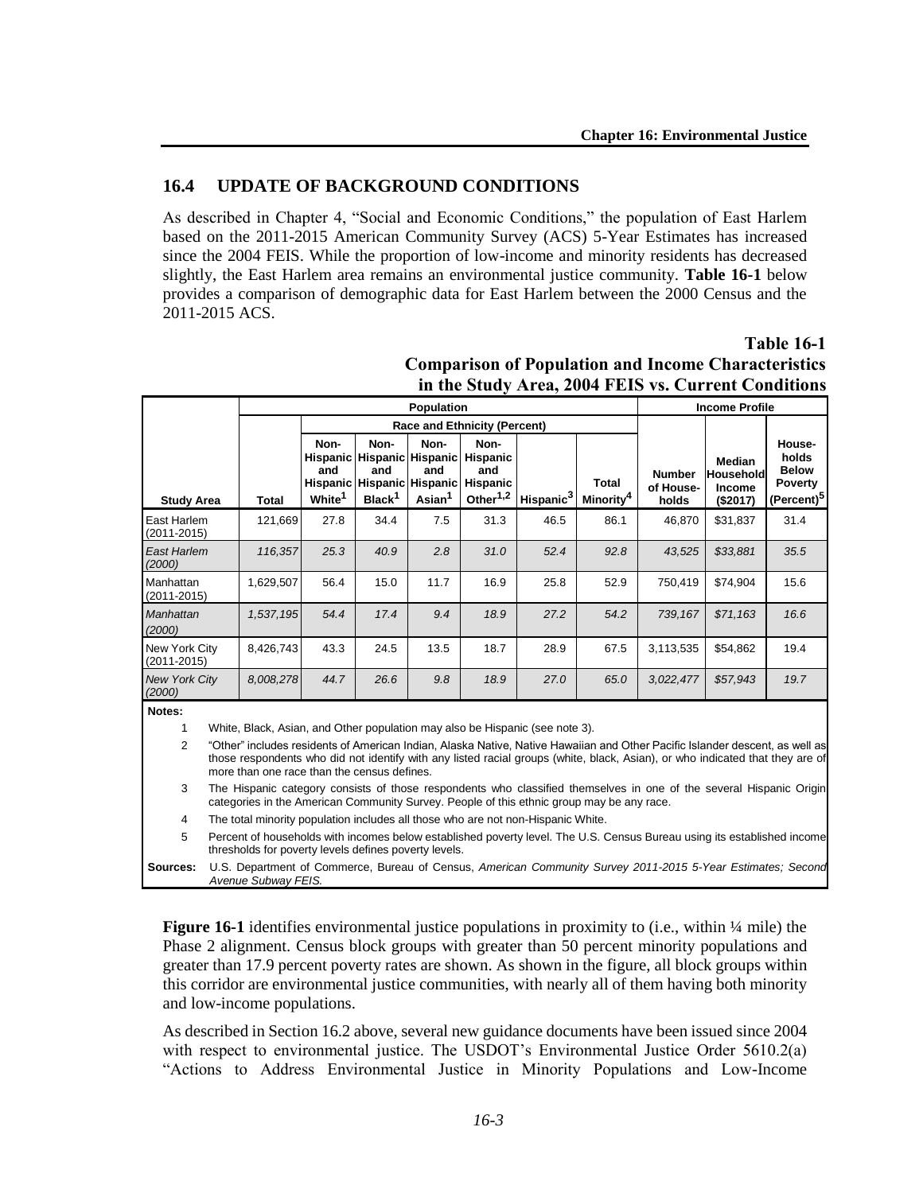## 16.4 UPDATE OF BACKGROUND CONDITIONS

As described in Chapter 4, "Social and Economic Conditions," the population of East Harlem based on the 2011-2015 American Community Survey (ACS) 5-Year Estimates has increased since the 2004 FEIS. While the proportion of low-income and minority residents has decreased slightly, the East Harlem area remains an environmental justice community. **Table 16-1** below provides a comparison of demographic data for East Harlem between the 2000 Census and the 2011-2015 ACS.

**Table 16-1**
**Comparison of Population and Income Characteristics in the Study Area, 2004 FEIS vs. Current Conditions**

| | Population | | | | | | | Income Profile | | |
|---|---|---|---|---|---|---|---|---|---|---|
| | | Race and Ethnicity (Percent) | | | | | | | | |
| Study Area | Total | Non-Hispanic and Hispanic White[1] | Non-Hispanic and Hispanic Black[1] | Non-Hispanic and Hispanic Asian[1] | Non-Hispanic and Hispanic Other[1,2] | Hispanic[3] | Total Minority[4] | Number of Households | Median Household Income ($2017) | Households Below Poverty (Percent)[5] |
| East Harlem (2011-2015) | 121,669 | 27.8 | 34.4 | 7.5 | 31.3 | 46.5 | 86.1 | 46,870 | $31,837 | 31.4 |
| *East Harlem (2000)* | *116,357* | *25.3* | *40.9* | *2.8* | *31.0* | *52.4* | *92.8* | *43,525* | *$33,881* | *35.5* |
| Manhattan (2011-2015) | 1,629,507 | 56.4 | 15.0 | 11.7 | 16.9 | 25.8 | 52.9 | 750,419 | $74,904 | 15.6 |
| *Manhattan (2000)* | *1,537,195* | *54.4* | *17.4* | *9.4* | *18.9* | *27.2* | *54.2* | *739,167* | *$71,163* | *16.6* |
| New York City (2011-2015) | 8,426,743 | 43.3 | 24.5 | 13.5 | 18.7 | 28.9 | 67.5 | 3,113,535 | $54,862 | 19.4 |
| *New York City (2000)* | *8,008,278* | *44.7* | *26.6* | *9.8* | *18.9* | *27.0* | *65.0* | *3,022,477* | *$57,943* | *19.7* |

**Notes:**

1. White, Black, Asian, and Other population may also be Hispanic (see note 3).
2. "Other" includes residents of American Indian, Alaska Native, Native Hawaiian and Other Pacific Islander descent, as well as those respondents who did not identify with any listed racial groups (white, black, Asian), or who indicated that they are of more than one race than the census defines.
3. The Hispanic category consists of those respondents who classified themselves in one of the several Hispanic Origin categories in the American Community Survey. People of this ethnic group may be any race.
4. The total minority population includes all those who are not non-Hispanic White.
5. Percent of households with incomes below established poverty level. The U.S. Census Bureau using its established income thresholds for poverty levels defines poverty levels.

**Sources:** U.S. Department of Commerce, Bureau of Census, *American Community Survey 2011-2015 5-Year Estimates; Second Avenue Subway FEIS.*

**Figure 16-1** identifies environmental justice populations in proximity to (i.e., within ¼ mile) the Phase 2 alignment. Census block groups with greater than 50 percent minority populations and greater than 17.9 percent poverty rates are shown. As shown in the figure, all block groups within this corridor are environmental justice communities, with nearly all of them having both minority and low-income populations.

As described in Section 16.2 above, several new guidance documents have been issued since 2004 with respect to environmental justice. The USDOT's Environmental Justice Order 5610.2(a) "Actions to Address Environmental Justice in Minority Populations and Low-Income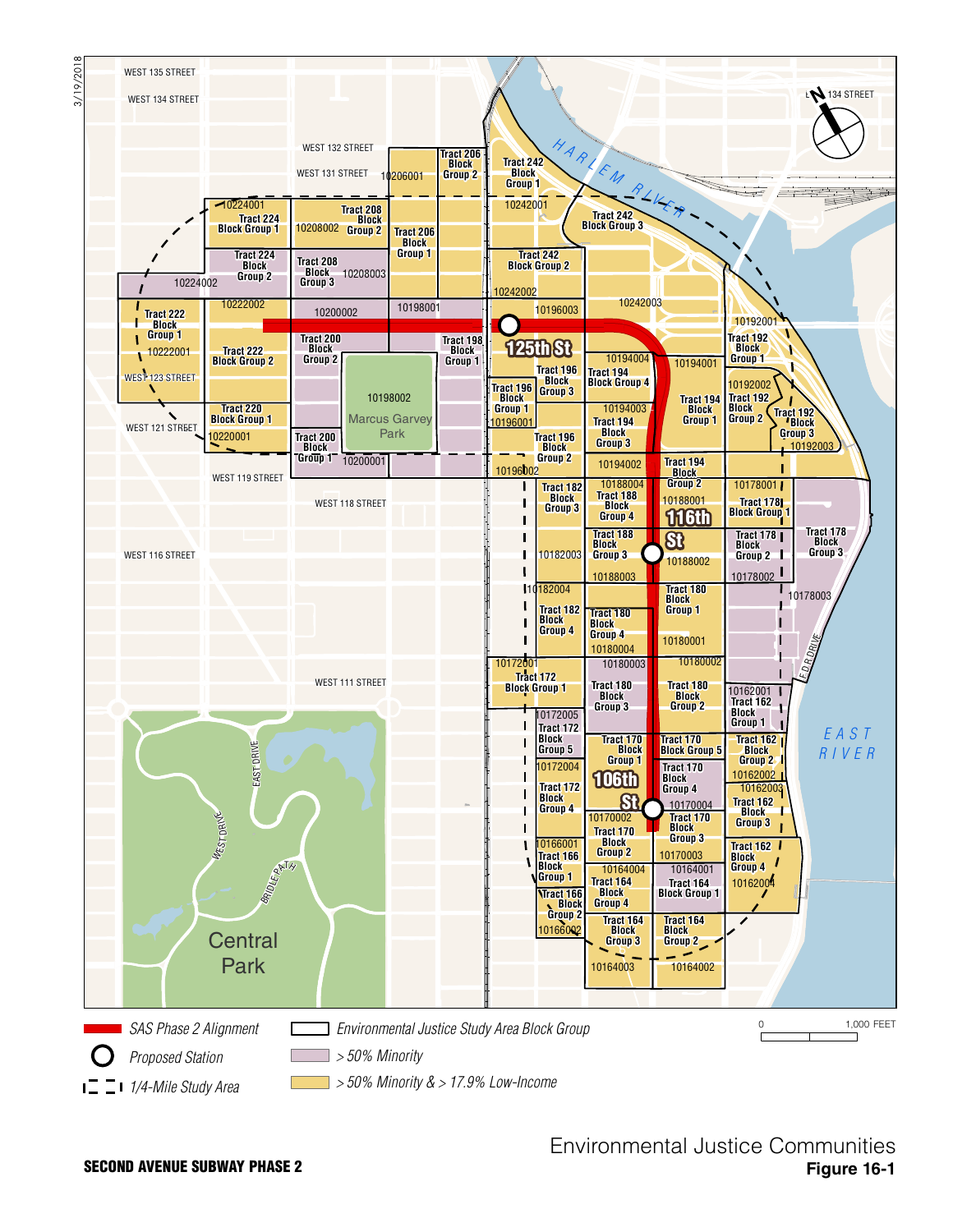SECOND AVENUE SUBWAY PHASE 2

Environmental Justice Communities

**Figure 16-1**

- SAS Phase 2 Alignment
- Proposed Station
- 1/4-Mile Study Area
- Environmental Justice Study Area Block Group
- > 50% Minority
- > 50% Minority & > 17.9% Low-Income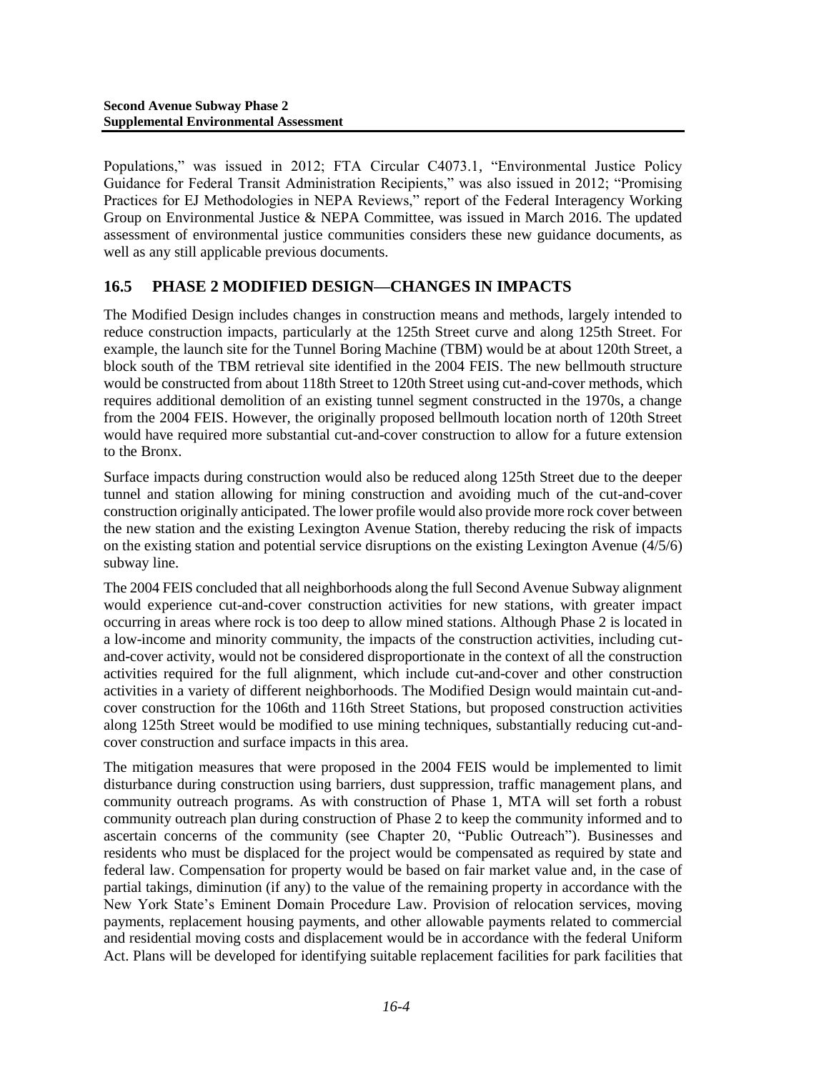Populations," was issued in 2012; FTA Circular C4073.1, "Environmental Justice Policy Guidance for Federal Transit Administration Recipients," was also issued in 2012; "Promising Practices for EJ Methodologies in NEPA Reviews," report of the Federal Interagency Working Group on Environmental Justice & NEPA Committee, was issued in March 2016. The updated assessment of environmental justice communities considers these new guidance documents, as well as any still applicable previous documents.

## 16.5 PHASE 2 MODIFIED DESIGN—CHANGES IN IMPACTS

The Modified Design includes changes in construction means and methods, largely intended to reduce construction impacts, particularly at the 125th Street curve and along 125th Street. For example, the launch site for the Tunnel Boring Machine (TBM) would be at about 120th Street, a block south of the TBM retrieval site identified in the 2004 FEIS. The new bellmouth structure would be constructed from about 118th Street to 120th Street using cut-and-cover methods, which requires additional demolition of an existing tunnel segment constructed in the 1970s, a change from the 2004 FEIS. However, the originally proposed bellmouth location north of 120th Street would have required more substantial cut-and-cover construction to allow for a future extension to the Bronx.

Surface impacts during construction would also be reduced along 125th Street due to the deeper tunnel and station allowing for mining construction and avoiding much of the cut-and-cover construction originally anticipated. The lower profile would also provide more rock cover between the new station and the existing Lexington Avenue Station, thereby reducing the risk of impacts on the existing station and potential service disruptions on the existing Lexington Avenue (4/5/6) subway line.

The 2004 FEIS concluded that all neighborhoods along the full Second Avenue Subway alignment would experience cut-and-cover construction activities for new stations, with greater impact occurring in areas where rock is too deep to allow mined stations. Although Phase 2 is located in a low-income and minority community, the impacts of the construction activities, including cut-and-cover activity, would not be considered disproportionate in the context of all the construction activities required for the full alignment, which include cut-and-cover and other construction activities in a variety of different neighborhoods. The Modified Design would maintain cut-and-cover construction for the 106th and 116th Street Stations, but proposed construction activities along 125th Street would be modified to use mining techniques, substantially reducing cut-and-cover construction and surface impacts in this area.

The mitigation measures that were proposed in the 2004 FEIS would be implemented to limit disturbance during construction using barriers, dust suppression, traffic management plans, and community outreach programs. As with construction of Phase 1, MTA will set forth a robust community outreach plan during construction of Phase 2 to keep the community informed and to ascertain concerns of the community (see Chapter 20, "Public Outreach"). Businesses and residents who must be displaced for the project would be compensated as required by state and federal law. Compensation for property would be based on fair market value and, in the case of partial takings, diminution (if any) to the value of the remaining property in accordance with the New York State's Eminent Domain Procedure Law. Provision of relocation services, moving payments, replacement housing payments, and other allowable payments related to commercial and residential moving costs and displacement would be in accordance with the federal Uniform Act. Plans will be developed for identifying suitable replacement facilities for park facilities that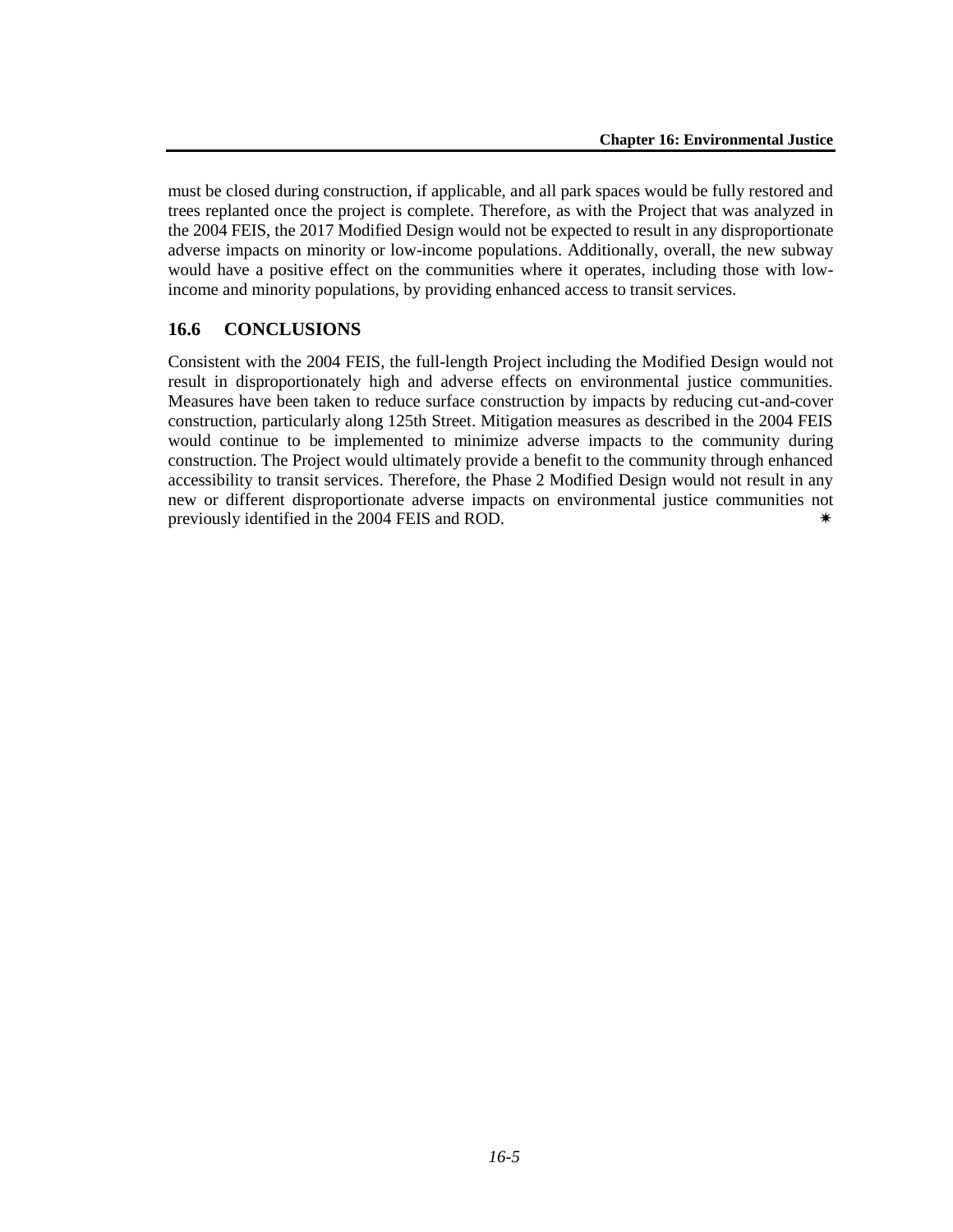must be closed during construction, if applicable, and all park spaces would be fully restored and trees replanted once the project is complete. Therefore, as with the Project that was analyzed in the 2004 FEIS, the 2017 Modified Design would not be expected to result in any disproportionate adverse impacts on minority or low-income populations. Additionally, overall, the new subway would have a positive effect on the communities where it operates, including those with low-income and minority populations, by providing enhanced access to transit services.

## 16.6 CONCLUSIONS

Consistent with the 2004 FEIS, the full-length Project including the Modified Design would not result in disproportionately high and adverse effects on environmental justice communities. Measures have been taken to reduce surface construction by impacts by reducing cut-and-cover construction, particularly along 125th Street. Mitigation measures as described in the 2004 FEIS would continue to be implemented to minimize adverse impacts to the community during construction. The Project would ultimately provide a benefit to the community through enhanced accessibility to transit services. Therefore, the Phase 2 Modified Design would not result in any new or different disproportionate adverse impacts on environmental justice communities not previously identified in the 2004 FEIS and ROD. ✴